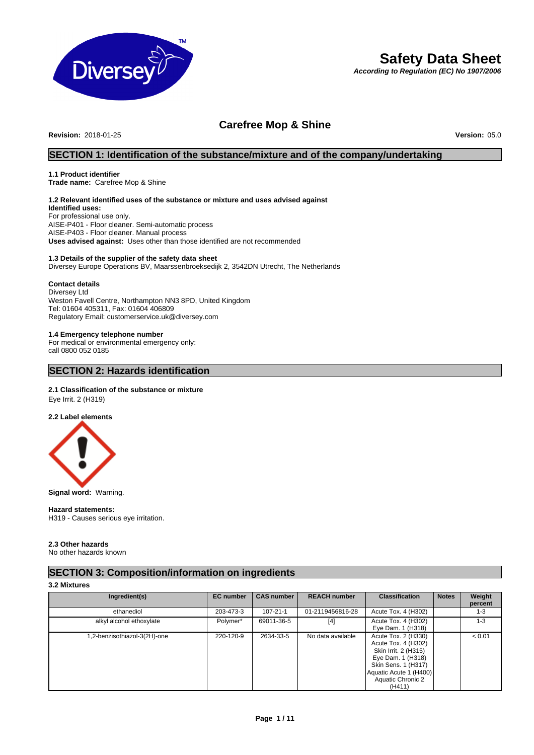# Safety Data Sheet

*According to Regulation (EC) No 1907/2006*

## Carefree Mop & Shine

**Revision:** 2018-01-25 **Version:** 05.0

## SECTION 1: Identification of the substance/mixture and of the company/undertaking

### 1.1 Product identifier

**Trade name:** Carefree Mop & Shine

### 1.2 Relevant identified uses of the substance or mixture and uses advised against

**Identified uses:**
For professional use only.
AISE-P401 - Floor cleaner. Semi-automatic process
AISE-P403 - Floor cleaner. Manual process
**Uses advised against:** Uses other than those identified are not recommended

### 1.3 Details of the supplier of the safety data sheet

Diversey Europe Operations BV, Maarssenbroeksedijk 2, 3542DN Utrecht, The Netherlands

**Contact details**
Diversey Ltd
Weston Favell Centre, Northampton NN3 8PD, United Kingdom
Tel: 01604 405311, Fax: 01604 406809
Regulatory Email: customerservice.uk@diversey.com

### 1.4 Emergency telephone number

For medical or environmental emergency only:
call 0800 052 0185

## SECTION 2: Hazards identification

### 2.1 Classification of the substance or mixture

Eye Irrit. 2 (H319)

### 2.2 Label elements

**Signal word:** Warning.

**Hazard statements:**
H319 - Causes serious eye irritation.

### 2.3 Other hazards

No other hazards known

## SECTION 3: Composition/information on ingredients

### 3.2 Mixtures

| Ingredient(s) | EC number | CAS number | REACH number | Classification | Notes | Weight percent |
|---|---|---|---|---|---|---|
| ethanediol | 203-473-3 | 107-21-1 | 01-2119456816-28 | Acute Tox. 4 (H302) | | 1-3 |
| alkyl alcohol ethoxylate | Polymer* | 69011-36-5 | [4] | Acute Tox. 4 (H302) Eye Dam. 1 (H318) | | 1-3 |
| 1,2-benzisothiazol-3(2H)-one | 220-120-9 | 2634-33-5 | No data available | Acute Tox. 2 (H330) Acute Tox. 4 (H302) Skin Irrit. 2 (H315) Eye Dam. 1 (H318) Skin Sens. 1 (H317) Aquatic Acute 1 (H400) Aquatic Chronic 2 (H411) | | < 0.01 |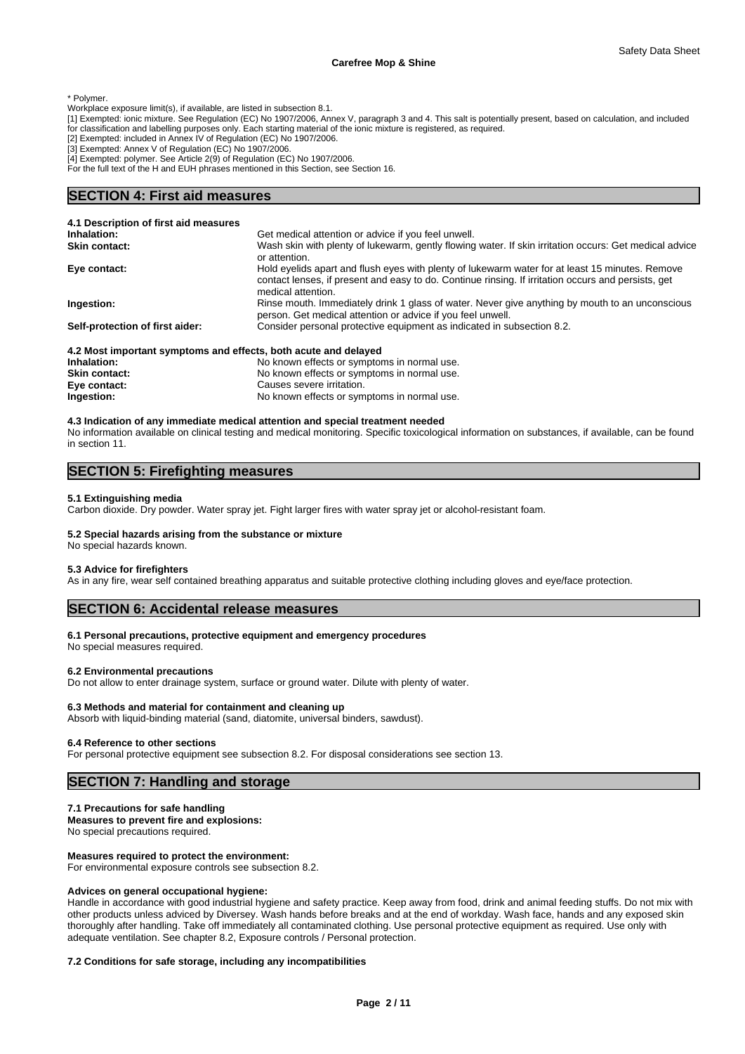\* Polymer.
Workplace exposure limit(s), if available, are listed in subsection 8.1.
[1] Exempted: ionic mixture. See Regulation (EC) No 1907/2006, Annex V, paragraph 3 and 4. This salt is potentially present, based on calculation, and included for classification and labelling purposes only. Each starting material of the ionic mixture is registered, as required.
[2] Exempted: included in Annex IV of Regulation (EC) No 1907/2006.
[3] Exempted: Annex V of Regulation (EC) No 1907/2006.
[4] Exempted: polymer. See Article 2(9) of Regulation (EC) No 1907/2006.
For the full text of the H and EUH phrases mentioned in this Section, see Section 16.

## SECTION 4: First aid measures

### 4.1 Description of first aid measures

| | |
|---|---|
| **Inhalation:** | Get medical attention or advice if you feel unwell. |
| **Skin contact:** | Wash skin with plenty of lukewarm, gently flowing water. If skin irritation occurs: Get medical advice or attention. |
| **Eye contact:** | Hold eyelids apart and flush eyes with plenty of lukewarm water for at least 15 minutes. Remove contact lenses, if present and easy to do. Continue rinsing. If irritation occurs and persists, get medical attention. |
| **Ingestion:** | Rinse mouth. Immediately drink 1 glass of water. Never give anything by mouth to an unconscious person. Get medical attention or advice if you feel unwell. |
| **Self-protection of first aider:** | Consider personal protective equipment as indicated in subsection 8.2. |

### 4.2 Most important symptoms and effects, both acute and delayed

| | |
|---|---|
| **Inhalation:** | No known effects or symptoms in normal use. |
| **Skin contact:** | No known effects or symptoms in normal use. |
| **Eye contact:** | Causes severe irritation. |
| **Ingestion:** | No known effects or symptoms in normal use. |

### 4.3 Indication of any immediate medical attention and special treatment needed

No information available on clinical testing and medical monitoring. Specific toxicological information on substances, if available, can be found in section 11.

## SECTION 5: Firefighting measures

### 5.1 Extinguishing media

Carbon dioxide. Dry powder. Water spray jet. Fight larger fires with water spray jet or alcohol-resistant foam.

### 5.2 Special hazards arising from the substance or mixture

No special hazards known.

### 5.3 Advice for firefighters

As in any fire, wear self contained breathing apparatus and suitable protective clothing including gloves and eye/face protection.

## SECTION 6: Accidental release measures

### 6.1 Personal precautions, protective equipment and emergency procedures

No special measures required.

### 6.2 Environmental precautions

Do not allow to enter drainage system, surface or ground water. Dilute with plenty of water.

### 6.3 Methods and material for containment and cleaning up

Absorb with liquid-binding material (sand, diatomite, universal binders, sawdust).

### 6.4 Reference to other sections

For personal protective equipment see subsection 8.2. For disposal considerations see section 13.

## SECTION 7: Handling and storage

### 7.1 Precautions for safe handling

**Measures to prevent fire and explosions:**
No special precautions required.

**Measures required to protect the environment:**
For environmental exposure controls see subsection 8.2.

**Advices on general occupational hygiene:**
Handle in accordance with good industrial hygiene and safety practice. Keep away from food, drink and animal feeding stuffs. Do not mix with other products unless adviced by Diversey. Wash hands before breaks and at the end of workday. Wash face, hands and any exposed skin thoroughly after handling. Take off immediately all contaminated clothing. Use personal protective equipment as required. Use only with adequate ventilation. See chapter 8.2, Exposure controls / Personal protection.

### 7.2 Conditions for safe storage, including any incompatibilities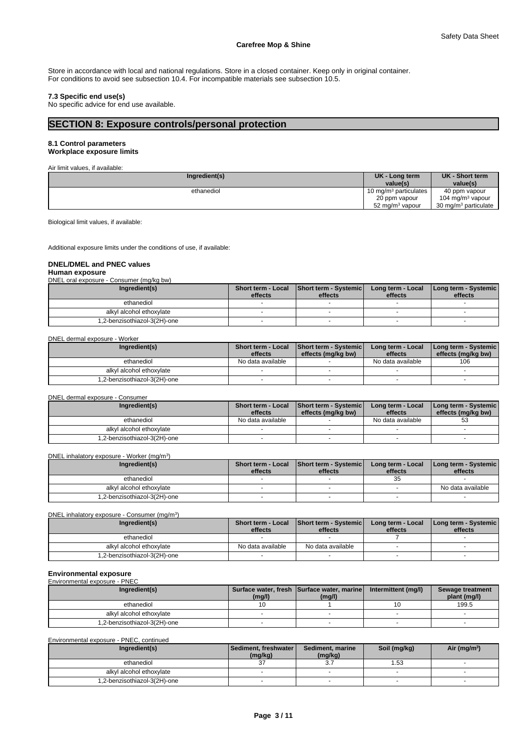Store in accordance with local and national regulations. Store in a closed container. Keep only in original container.
For conditions to avoid see subsection 10.4. For incompatible materials see subsection 10.5.

**7.3 Specific end use(s)**
No specific advice for end use available.

# SECTION 8: Exposure controls/personal protection

**8.1 Control parameters**
**Workplace exposure limits**

Air limit values, if available:

| Ingredient(s) | UK - Long term value(s) | UK - Short term value(s) |
|---|---|---|
| ethanediol | 10 mg/m³ particulates<br>20 ppm vapour<br>52 mg/m³ vapour | 40 ppm vapour<br>104 mg/m³ vapour<br>30 mg/m³ particulate |

Biological limit values, if available:

Additional exposure limits under the conditions of use, if available:

**DNEL/DMEL and PNEC values**
**Human exposure**

DNEL oral exposure - Consumer (mg/kg bw)

| Ingredient(s) | Short term - Local effects | Short term - Systemic effects | Long term - Local effects | Long term - Systemic effects |
|---|---|---|---|---|
| ethanediol | - | - | - | - |
| alkyl alcohol ethoxylate | - | - | - | - |
| 1,2-benzisothiazol-3(2H)-one | - | - | - | - |

DNEL dermal exposure - Worker

| Ingredient(s) | Short term - Local effects | Short term - Systemic effects (mg/kg bw) | Long term - Local effects | Long term - Systemic effects (mg/kg bw) |
|---|---|---|---|---|
| ethanediol | No data available | - | No data available | 106 |
| alkyl alcohol ethoxylate | - | - | - | - |
| 1,2-benzisothiazol-3(2H)-one | - | - | - | - |

DNEL dermal exposure - Consumer

| Ingredient(s) | Short term - Local effects | Short term - Systemic effects (mg/kg bw) | Long term - Local effects | Long term - Systemic effects (mg/kg bw) |
|---|---|---|---|---|
| ethanediol | No data available | - | No data available | 53 |
| alkyl alcohol ethoxylate | - | - | - | - |
| 1,2-benzisothiazol-3(2H)-one | - | - | - | - |

DNEL inhalatory exposure - Worker (mg/m³)

| Ingredient(s) | Short term - Local effects | Short term - Systemic effects | Long term - Local effects | Long term - Systemic effects |
|---|---|---|---|---|
| ethanediol | - | - | 35 | - |
| alkyl alcohol ethoxylate | - | - | - | No data available |
| 1,2-benzisothiazol-3(2H)-one | - | - | - | - |

DNEL inhalatory exposure - Consumer (mg/m³)

| Ingredient(s) | Short term - Local effects | Short term - Systemic effects | Long term - Local effects | Long term - Systemic effects |
|---|---|---|---|---|
| ethanediol | - | - | 7 | - |
| alkyl alcohol ethoxylate | No data available | No data available | - | - |
| 1,2-benzisothiazol-3(2H)-one | - | - | - | - |

**Environmental exposure**

Environmental exposure - PNEC

| Ingredient(s) | Surface water, fresh (mg/l) | Surface water, marine (mg/l) | Intermittent (mg/l) | Sewage treatment plant (mg/l) |
|---|---|---|---|---|
| ethanediol | 10 | 1 | 10 | 199.5 |
| alkyl alcohol ethoxylate | - | - | - | - |
| 1,2-benzisothiazol-3(2H)-one | - | - | - | - |

Environmental exposure - PNEC, continued

| Ingredient(s) | Sediment, freshwater (mg/kg) | Sediment, marine (mg/kg) | Soil (mg/kg) | Air (mg/m³) |
|---|---|---|---|---|
| ethanediol | 37 | 3.7 | 1.53 | - |
| alkyl alcohol ethoxylate | - | - | - | - |
| 1,2-benzisothiazol-3(2H)-one | - | - | - | - |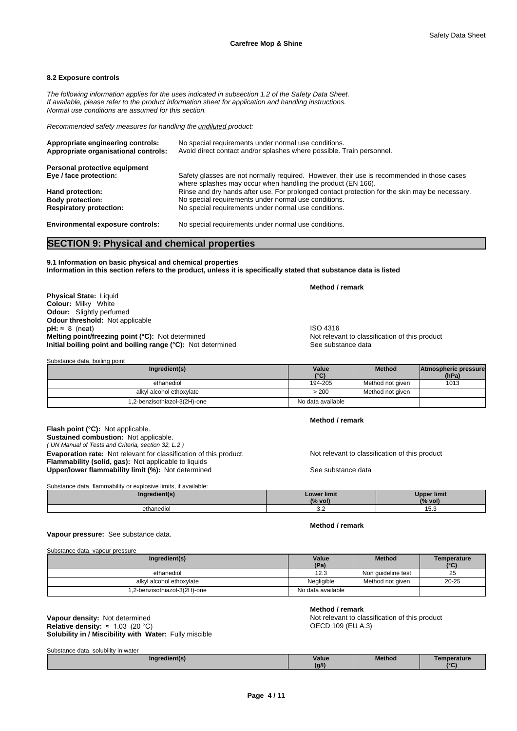### 8.2 Exposure controls

*The following information applies for the uses indicated in subsection 1.2 of the Safety Data Sheet.*
*If available, please refer to the product information sheet for application and handling instructions.*
*Normal use conditions are assumed for this section.*

*Recommended safety measures for handling the undiluted product:*

**Appropriate engineering controls:** No special requirements under normal use conditions.
**Appropriate organisational controls:** Avoid direct contact and/or splashes where possible. Train personnel.

**Personal protective equipment**
**Eye / face protection:** Safety glasses are not normally required. However, their use is recommended in those cases where splashes may occur when handling the product (EN 166).
**Hand protection:** Rinse and dry hands after use. For prolonged contact protection for the skin may be necessary.
**Body protection:** No special requirements under normal use conditions.
**Respiratory protection:** No special requirements under normal use conditions.

**Environmental exposure controls:** No special requirements under normal use conditions.

## SECTION 9: Physical and chemical properties

**9.1 Information on basic physical and chemical properties**
**Information in this section refers to the product, unless it is specifically stated that substance data is listed**

**Method / remark**

**Physical State:** Liquid
**Colour:** Milky White
**Odour:** Slightly perfumed
**Odour threshold:** Not applicable
**pH:** ≈ 8 (neat) — ISO 4316
**Melting point/freezing point (°C):** Not determined — Not relevant to classification of this product
**Initial boiling point and boiling range (°C):** Not determined — See substance data

Substance data, boiling point

| Ingredient(s) | Value (°C) | Method | Atmospheric pressure (hPa) |
|---|---|---|---|
| ethanediol | 194-205 | Method not given | 1013 |
| alkyl alcohol ethoxylate | > 200 | Method not given | |
| 1,2-benzisothiazol-3(2H)-one | No data available | | |

**Method / remark**

**Flash point (°C):** Not applicable.
**Sustained combustion:** Not applicable.
*( UN Manual of Tests and Criteria, section 32, L.2 )*
**Evaporation rate:** Not relevant for classification of this product. — Not relevant to classification of this product
**Flammability (solid, gas):** Not applicable to liquids
**Upper/lower flammability limit (%):** Not determined — See substance data

Substance data, flammability or explosive limits, if available:

| Ingredient(s) | Lower limit (% vol) | Upper limit (% vol) |
|---|---|---|
| ethanediol | 3.2 | 15.3 |

**Method / remark**

**Vapour pressure:** See substance data.

Substance data, vapour pressure

| Ingredient(s) | Value (Pa) | Method | Temperature (°C) |
|---|---|---|---|
| ethanediol | 12.3 | Non guideline test | 25 |
| alkyl alcohol ethoxylate | Negligible | Method not given | 20-25 |
| 1,2-benzisothiazol-3(2H)-one | No data available | | |

**Method / remark**

**Vapour density:** Not determined — Not relevant to classification of this product
**Relative density:** ≈ 1.03 (20 °C) — OECD 109 (EU A.3)
**Solubility in / Miscibility with Water:** Fully miscible

Substance data, solubility in water

| Ingredient(s) | Value (g/l) | Method | Temperature (°C) |
|---|---|---|---|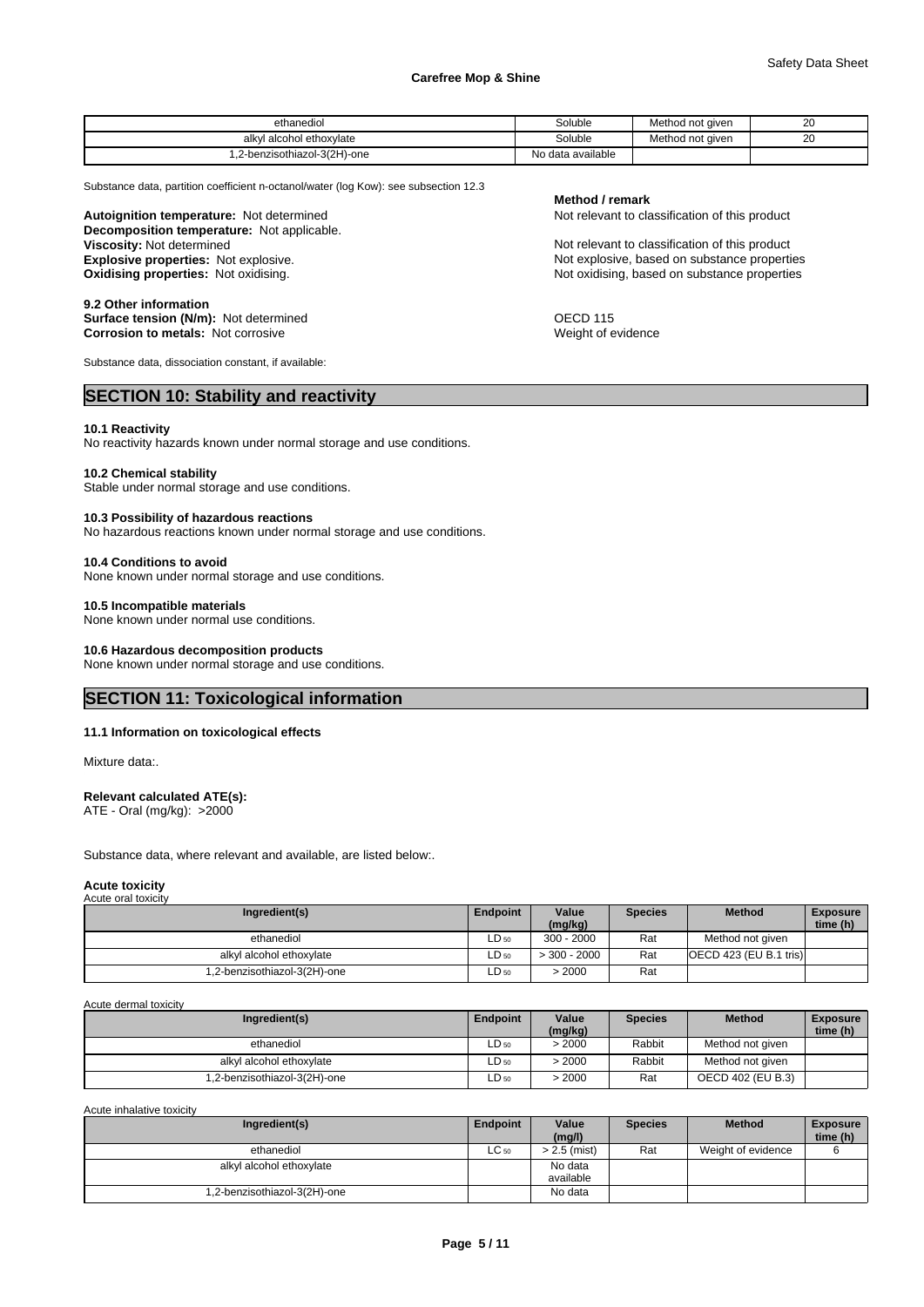| ethanediol | Soluble | Method not given | 20 |
|---|---|---|---|
| alkyl alcohol ethoxylate | Soluble | Method not given | 20 |
| 1,2-benzisothiazol-3(2H)-one | No data available | | |

Substance data, partition coefficient n-octanol/water (log Kow): see subsection 12.3

| | **Method / remark** |
|---|---|
| **Autoignition temperature:** Not determined | Not relevant to classification of this product |
| **Decomposition temperature:** Not applicable. | |
| **Viscosity:** Not determined | Not relevant to classification of this product |
| **Explosive properties:** Not explosive. | Not explosive, based on substance properties |
| **Oxidising properties:** Not oxidising. | Not oxidising, based on substance properties |

**9.2 Other information**

| | |
|---|---|
| **Surface tension (N/m):** Not determined | OECD 115 |
| **Corrosion to metals:** Not corrosive | Weight of evidence |

Substance data, dissociation constant, if available:

## SECTION 10: Stability and reactivity

**10.1 Reactivity**
No reactivity hazards known under normal storage and use conditions.

**10.2 Chemical stability**
Stable under normal storage and use conditions.

**10.3 Possibility of hazardous reactions**
No hazardous reactions known under normal storage and use conditions.

**10.4 Conditions to avoid**
None known under normal storage and use conditions.

**10.5 Incompatible materials**
None known under normal use conditions.

**10.6 Hazardous decomposition products**
None known under normal storage and use conditions.

## SECTION 11: Toxicological information

**11.1 Information on toxicological effects**

Mixture data:.

**Relevant calculated ATE(s):**
ATE - Oral (mg/kg): >2000

Substance data, where relevant and available, are listed below:.

**Acute toxicity**

Acute oral toxicity

| Ingredient(s) | Endpoint | Value (mg/kg) | Species | Method | Exposure time (h) |
|---|---|---|---|---|---|
| ethanediol | $LD_{50}$ | 300 - 2000 | Rat | Method not given | |
| alkyl alcohol ethoxylate | $LD_{50}$ | > 300 - 2000 | Rat | OECD 423 (EU B.1 tris) | |
| 1,2-benzisothiazol-3(2H)-one | $LD_{50}$ | > 2000 | Rat | | |

Acute dermal toxicity

| Ingredient(s) | Endpoint | Value (mg/kg) | Species | Method | Exposure time (h) |
|---|---|---|---|---|---|
| ethanediol | $LD_{50}$ | > 2000 | Rabbit | Method not given | |
| alkyl alcohol ethoxylate | $LD_{50}$ | > 2000 | Rabbit | Method not given | |
| 1,2-benzisothiazol-3(2H)-one | $LD_{50}$ | > 2000 | Rat | OECD 402 (EU B.3) | |

Acute inhalative toxicity

| Ingredient(s) | Endpoint | Value (mg/l) | Species | Method | Exposure time (h) |
|---|---|---|---|---|---|
| ethanediol | $LC_{50}$ | > 2.5 (mist) | Rat | Weight of evidence | 6 |
| alkyl alcohol ethoxylate | | No data available | | | |
| 1,2-benzisothiazol-3(2H)-one | | No data | | | |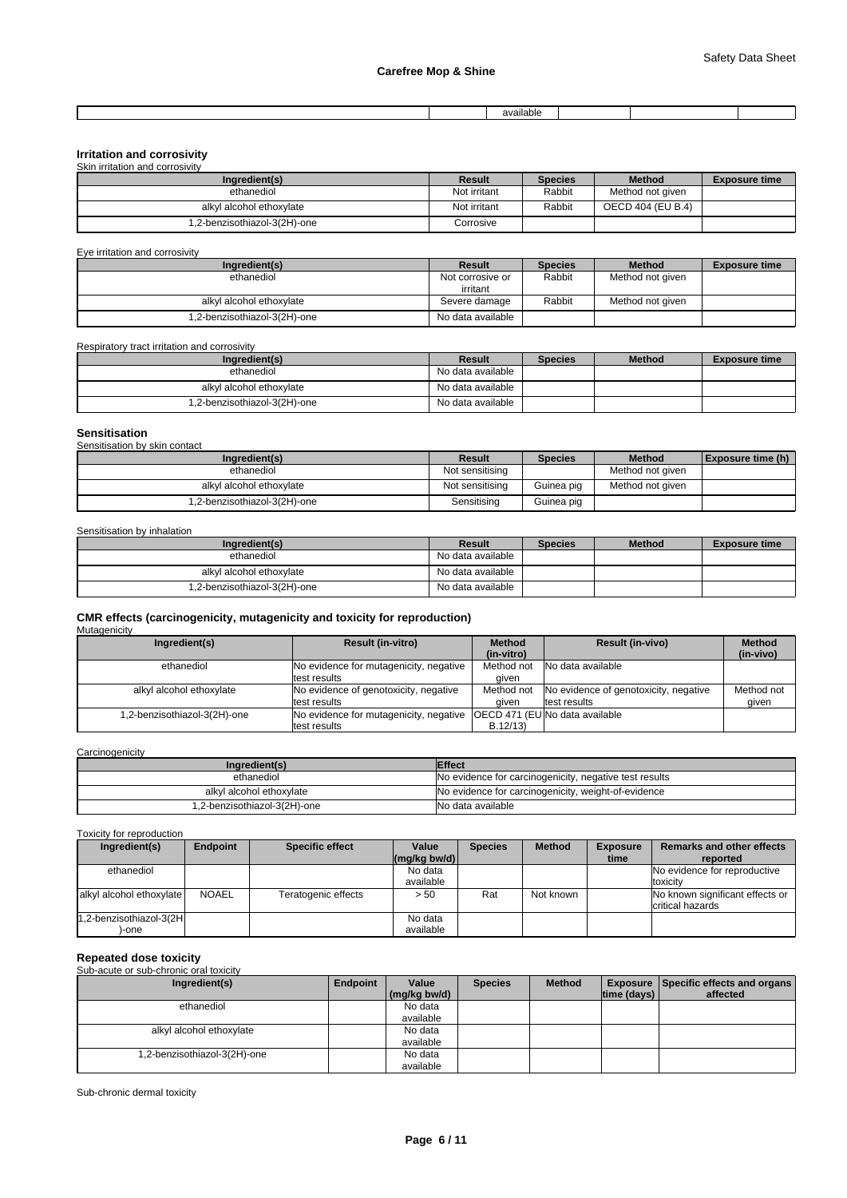| | | available | | | |
|---|---|---|---|---|---|

## Irritation and corrosivity

Skin irritation and corrosivity

| Ingredient(s) | Result | Species | Method | Exposure time |
|---|---|---|---|---|
| ethanediol | Not irritant | Rabbit | Method not given | |
| alkyl alcohol ethoxylate | Not irritant | Rabbit | OECD 404 (EU B.4) | |
| 1,2-benzisothiazol-3(2H)-one | Corrosive | | | |

Eye irritation and corrosivity

| Ingredient(s) | Result | Species | Method | Exposure time |
|---|---|---|---|---|
| ethanediol | Not corrosive or irritant | Rabbit | Method not given | |
| alkyl alcohol ethoxylate | Severe damage | Rabbit | Method not given | |
| 1,2-benzisothiazol-3(2H)-one | No data available | | | |

Respiratory tract irritation and corrosivity

| Ingredient(s) | Result | Species | Method | Exposure time |
|---|---|---|---|---|
| ethanediol | No data available | | | |
| alkyl alcohol ethoxylate | No data available | | | |
| 1,2-benzisothiazol-3(2H)-one | No data available | | | |

## Sensitisation

Sensitisation by skin contact

| Ingredient(s) | Result | Species | Method | Exposure time (h) |
|---|---|---|---|---|
| ethanediol | Not sensitising | | Method not given | |
| alkyl alcohol ethoxylate | Not sensitising | Guinea pig | Method not given | |
| 1,2-benzisothiazol-3(2H)-one | Sensitising | Guinea pig | | |

Sensitisation by inhalation

| Ingredient(s) | Result | Species | Method | Exposure time |
|---|---|---|---|---|
| ethanediol | No data available | | | |
| alkyl alcohol ethoxylate | No data available | | | |
| 1,2-benzisothiazol-3(2H)-one | No data available | | | |

## CMR effects (carcinogenicity, mutagenicity and toxicity for reproduction)

Mutagenicity

| Ingredient(s) | Result (in-vitro) | Method (in-vitro) | Result (in-vivo) | Method (in-vivo) |
|---|---|---|---|---|
| ethanediol | No evidence for mutagenicity, negative test results | Method not given | No data available | |
| alkyl alcohol ethoxylate | No evidence of genotoxicity, negative test results | Method not given | No evidence of genotoxicity, negative test results | Method not given |
| 1,2-benzisothiazol-3(2H)-one | No evidence for mutagenicity, negative test results | OECD 471 (EU B.12/13) | No data available | |

Carcinogenicity

| Ingredient(s) | Effect |
|---|---|
| ethanediol | No evidence for carcinogenicity, negative test results |
| alkyl alcohol ethoxylate | No evidence for carcinogenicity, weight-of-evidence |
| 1,2-benzisothiazol-3(2H)-one | No data available |

Toxicity for reproduction

| Ingredient(s) | Endpoint | Specific effect | Value (mg/kg bw/d) | Species | Method | Exposure time | Remarks and other effects reported |
|---|---|---|---|---|---|---|---|
| ethanediol | | | No data available | | | | No evidence for reproductive toxicity |
| alkyl alcohol ethoxylate | NOAEL | Teratogenic effects | > 50 | Rat | Not known | | No known significant effects or critical hazards |
| 1,2-benzisothiazol-3(2H)-one | | | No data available | | | | |

## Repeated dose toxicity

Sub-acute or sub-chronic oral toxicity

| Ingredient(s) | Endpoint | Value (mg/kg bw/d) | Species | Method | Exposure time (days) | Specific effects and organs affected |
|---|---|---|---|---|---|---|
| ethanediol | | No data available | | | | |
| alkyl alcohol ethoxylate | | No data available | | | | |
| 1,2-benzisothiazol-3(2H)-one | | No data available | | | | |

Sub-chronic dermal toxicity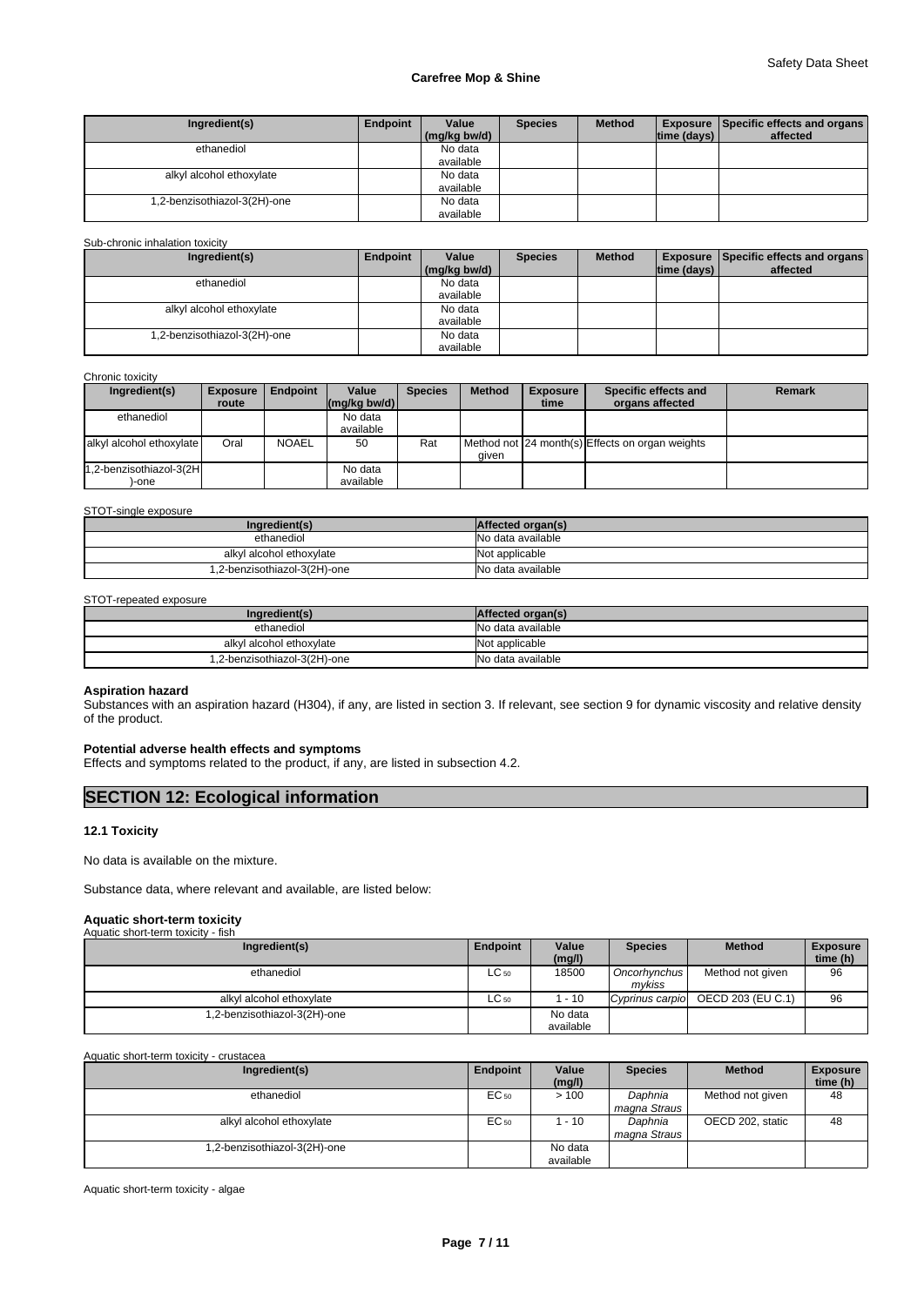| Ingredient(s) | Endpoint | Value (mg/kg bw/d) | Species | Method | Exposure time (days) | Specific effects and organs affected |
| --- | --- | --- | --- | --- | --- | --- |
| ethanediol | | No data available | | | | |
| alkyl alcohol ethoxylate | | No data available | | | | |
| 1,2-benzisothiazol-3(2H)-one | | No data available | | | | |

Sub-chronic inhalation toxicity

| Ingredient(s) | Endpoint | Value (mg/kg bw/d) | Species | Method | Exposure time (days) | Specific effects and organs affected |
| --- | --- | --- | --- | --- | --- | --- |
| ethanediol | | No data available | | | | |
| alkyl alcohol ethoxylate | | No data available | | | | |
| 1,2-benzisothiazol-3(2H)-one | | No data available | | | | |

Chronic toxicity

| Ingredient(s) | Exposure route | Endpoint | Value (mg/kg bw/d) | Species | Method | Exposure time | Specific effects and organs affected | Remark |
| --- | --- | --- | --- | --- | --- | --- | --- | --- |
| ethanediol | | | No data available | | | | | |
| alkyl alcohol ethoxylate | Oral | NOAEL | 50 | Rat | Method not given | 24 month(s) | Effects on organ weights | |
| 1,2-benzisothiazol-3(2H)-one | | | No data available | | | | | |

STOT-single exposure

| Ingredient(s) | Affected organ(s) |
| --- | --- |
| ethanediol | No data available |
| alkyl alcohol ethoxylate | Not applicable |
| 1,2-benzisothiazol-3(2H)-one | No data available |

STOT-repeated exposure

| Ingredient(s) | Affected organ(s) |
| --- | --- |
| ethanediol | No data available |
| alkyl alcohol ethoxylate | Not applicable |
| 1,2-benzisothiazol-3(2H)-one | No data available |

**Aspiration hazard**
Substances with an aspiration hazard (H304), if any, are listed in section 3. If relevant, see section 9 for dynamic viscosity and relative density of the product.

**Potential adverse health effects and symptoms**
Effects and symptoms related to the product, if any, are listed in subsection 4.2.

## SECTION 12: Ecological information

### 12.1 Toxicity

No data is available on the mixture.

Substance data, where relevant and available, are listed below:

**Aquatic short-term toxicity**

Aquatic short-term toxicity - fish

| Ingredient(s) | Endpoint | Value (mg/l) | Species | Method | Exposure time (h) |
| --- | --- | --- | --- | --- | --- |
| ethanediol | $LC_{50}$ | 18500 | *Oncorhynchus mykiss* | Method not given | 96 |
| alkyl alcohol ethoxylate | $LC_{50}$ | 1 - 10 | *Cyprinus carpio* | OECD 203 (EU C.1) | 96 |
| 1,2-benzisothiazol-3(2H)-one | | No data available | | | |

Aquatic short-term toxicity - crustacea

| Ingredient(s) | Endpoint | Value (mg/l) | Species | Method | Exposure time (h) |
| --- | --- | --- | --- | --- | --- |
| ethanediol | $EC_{50}$ | > 100 | *Daphnia magna Straus* | Method not given | 48 |
| alkyl alcohol ethoxylate | $EC_{50}$ | 1 - 10 | *Daphnia magna Straus* | OECD 202, static | 48 |
| 1,2-benzisothiazol-3(2H)-one | | No data available | | | |

Aquatic short-term toxicity - algae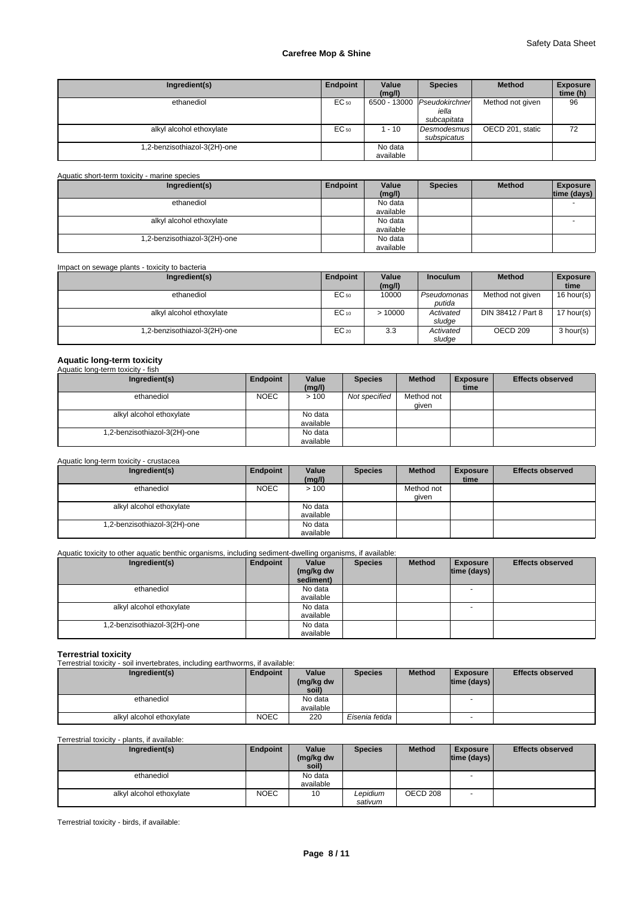| Ingredient(s) | Endpoint | Value (mg/l) | Species | Method | Exposure time (h) |
|---|---|---|---|---|---|
| ethanediol | $EC_{50}$ | 6500 - 13000 | *Pseudokirchneriella subcapitata* | Method not given | 96 |
| alkyl alcohol ethoxylate | $EC_{50}$ | 1 - 10 | *Desmodesmus subspicatus* | OECD 201, static | 72 |
| 1,2-benzisothiazol-3(2H)-one | | No data available | | | |

Aquatic short-term toxicity - marine species

| Ingredient(s) | Endpoint | Value (mg/l) | Species | Method | Exposure time (days) |
|---|---|---|---|---|---|
| ethanediol | | No data available | | | - |
| alkyl alcohol ethoxylate | | No data available | | | - |
| 1,2-benzisothiazol-3(2H)-one | | No data available | | | |

Impact on sewage plants - toxicity to bacteria

| Ingredient(s) | Endpoint | Value (mg/l) | Inoculum | Method | Exposure time |
|---|---|---|---|---|---|
| ethanediol | $EC_{50}$ | 10000 | *Pseudomonas putida* | Method not given | 16 hour(s) |
| alkyl alcohol ethoxylate | $EC_{10}$ | > 10000 | *Activated sludge* | DIN 38412 / Part 8 | 17 hour(s) |
| 1,2-benzisothiazol-3(2H)-one | $EC_{20}$ | 3.3 | *Activated sludge* | OECD 209 | 3 hour(s) |

**Aquatic long-term toxicity**

Aquatic long-term toxicity - fish

| Ingredient(s) | Endpoint | Value (mg/l) | Species | Method | Exposure time | Effects observed |
|---|---|---|---|---|---|---|
| ethanediol | NOEC | > 100 | *Not specified* | Method not given | | |
| alkyl alcohol ethoxylate | | No data available | | | | |
| 1,2-benzisothiazol-3(2H)-one | | No data available | | | | |

Aquatic long-term toxicity - crustacea

| Ingredient(s) | Endpoint | Value (mg/l) | Species | Method | Exposure time | Effects observed |
|---|---|---|---|---|---|---|
| ethanediol | NOEC | > 100 | | Method not given | | |
| alkyl alcohol ethoxylate | | No data available | | | | |
| 1,2-benzisothiazol-3(2H)-one | | No data available | | | | |

Aquatic toxicity to other aquatic benthic organisms, including sediment-dwelling organisms, if available:

| Ingredient(s) | Endpoint | Value (mg/kg dw sediment) | Species | Method | Exposure time (days) | Effects observed |
|---|---|---|---|---|---|---|
| ethanediol | | No data available | | | - | |
| alkyl alcohol ethoxylate | | No data available | | | - | |
| 1,2-benzisothiazol-3(2H)-one | | No data available | | | | |

**Terrestrial toxicity**

Terrestrial toxicity - soil invertebrates, including earthworms, if available:

| Ingredient(s) | Endpoint | Value (mg/kg dw soil) | Species | Method | Exposure time (days) | Effects observed |
|---|---|---|---|---|---|---|
| ethanediol | | No data available | | | - | |
| alkyl alcohol ethoxylate | NOEC | 220 | *Eisenia fetida* | | - | |

Terrestrial toxicity - plants, if available:

| Ingredient(s) | Endpoint | Value (mg/kg dw soil) | Species | Method | Exposure time (days) | Effects observed |
|---|---|---|---|---|---|---|
| ethanediol | | No data available | | | - | |
| alkyl alcohol ethoxylate | NOEC | 10 | *Lepidium sativum* | OECD 208 | - | |

Terrestrial toxicity - birds, if available: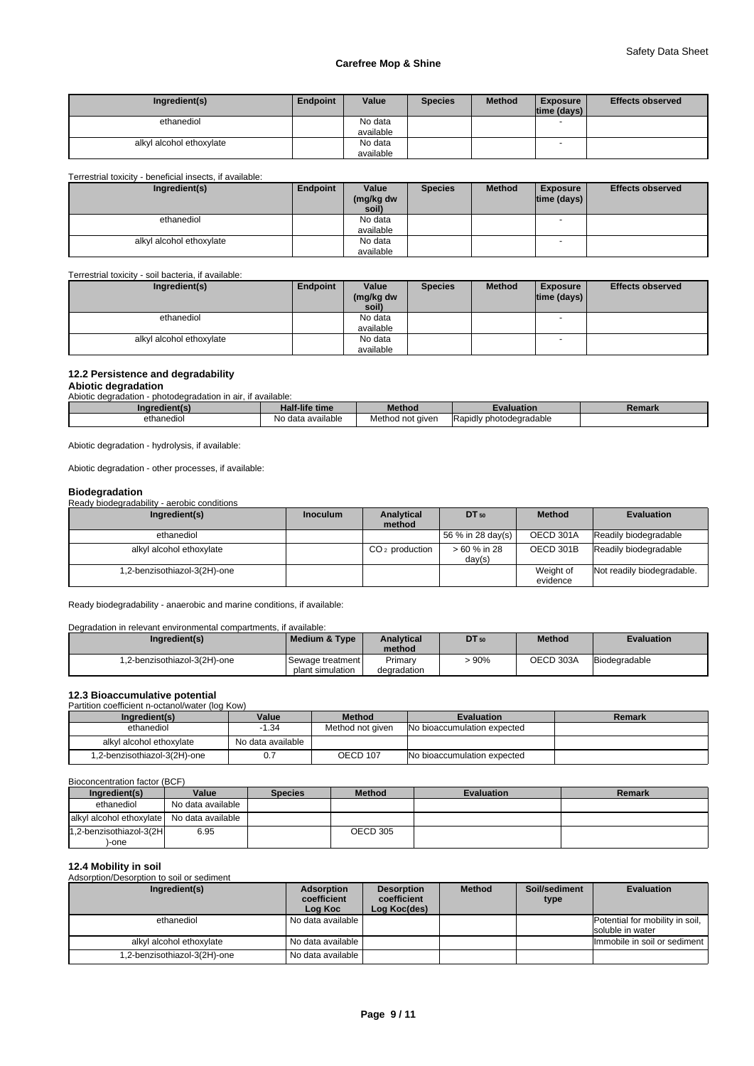| Ingredient(s) | Endpoint | Value | Species | Method | Exposure time (days) | Effects observed |
|---|---|---|---|---|---|---|
| ethanediol | | No data available | | | - | |
| alkyl alcohol ethoxylate | | No data available | | | - | |

Terrestrial toxicity - beneficial insects, if available:

| Ingredient(s) | Endpoint | Value (mg/kg dw soil) | Species | Method | Exposure time (days) | Effects observed |
|---|---|---|---|---|---|---|
| ethanediol | | No data available | | | - | |
| alkyl alcohol ethoxylate | | No data available | | | - | |

Terrestrial toxicity - soil bacteria, if available:

| Ingredient(s) | Endpoint | Value (mg/kg dw soil) | Species | Method | Exposure time (days) | Effects observed |
|---|---|---|---|---|---|---|
| ethanediol | | No data available | | | - | |
| alkyl alcohol ethoxylate | | No data available | | | - | |

### 12.2 Persistence and degradability

**Abiotic degradation**

Abiotic degradation - photodegradation in air, if available:

| Ingredient(s) | Half-life time | Method | Evaluation | Remark |
|---|---|---|---|---|
| ethanediol | No data available | Method not given | Rapidly photodegradable | |

Abiotic degradation - hydrolysis, if available:

Abiotic degradation - other processes, if available:

**Biodegradation**

Ready biodegradability - aerobic conditions

| Ingredient(s) | Inoculum | Analytical method | $DT_{50}$ | Method | Evaluation |
|---|---|---|---|---|---|
| ethanediol | | | 56 % in 28 day(s) | OECD 301A | Readily biodegradable |
| alkyl alcohol ethoxylate | | $CO_2$ production | > 60 % in 28 day(s) | OECD 301B | Readily biodegradable |
| 1,2-benzisothiazol-3(2H)-one | | | | Weight of evidence | Not readily biodegradable. |

Ready biodegradability - anaerobic and marine conditions, if available:

Degradation in relevant environmental compartments, if available:

| Ingredient(s) | Medium & Type | Analytical method | $DT_{50}$ | Method | Evaluation |
|---|---|---|---|---|---|
| 1,2-benzisothiazol-3(2H)-one | Sewage treatment plant simulation | Primary degradation | > 90% | OECD 303A | Biodegradable |

### 12.3 Bioaccumulative potential

Partition coefficient n-octanol/water (log Kow)

| Ingredient(s) | Value | Method | Evaluation | Remark |
|---|---|---|---|---|
| ethanediol | -1.34 | Method not given | No bioaccumulation expected | |
| alkyl alcohol ethoxylate | No data available | | | |
| 1,2-benzisothiazol-3(2H)-one | 0.7 | OECD 107 | No bioaccumulation expected | |

Bioconcentration factor (BCF)

| Ingredient(s) | Value | Species | Method | Evaluation | Remark |
|---|---|---|---|---|---|
| ethanediol | No data available | | | | |
| alkyl alcohol ethoxylate | No data available | | | | |
| 1,2-benzisothiazol-3(2H)-one | 6.95 | | OECD 305 | | |

### 12.4 Mobility in soil

Adsorption/Desorption to soil or sediment

| Ingredient(s) | Adsorption coefficient Log Koc | Desorption coefficient Log Koc(des) | Method | Soil/sediment type | Evaluation |
|---|---|---|---|---|---|
| ethanediol | No data available | | | | Potential for mobility in soil, soluble in water |
| alkyl alcohol ethoxylate | No data available | | | | Immobile in soil or sediment |
| 1,2-benzisothiazol-3(2H)-one | No data available | | | | |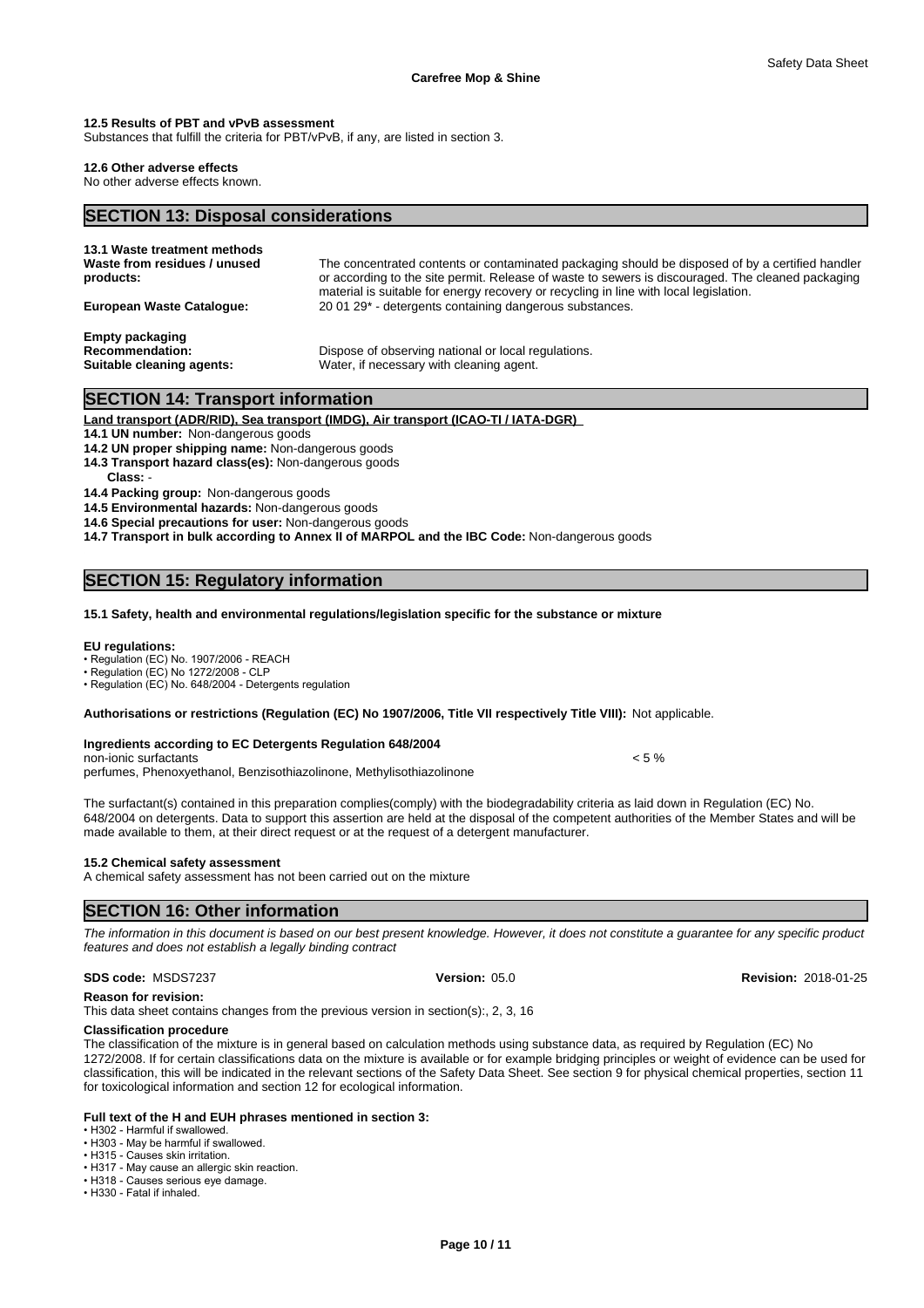#### 12.5 Results of PBT and vPvB assessment

Substances that fulfill the criteria for PBT/vPvB, if any, are listed in section 3.

#### 12.6 Other adverse effects

No other adverse effects known.

## SECTION 13: Disposal considerations

#### 13.1 Waste treatment methods

**Waste from residues / unused products:** The concentrated contents or contaminated packaging should be disposed of by a certified handler or according to the site permit. Release of waste to sewers is discouraged. The cleaned packaging material is suitable for energy recovery or recycling in line with local legislation.

**European Waste Catalogue:** 20 01 29* - detergents containing dangerous substances.

**Empty packaging**

**Recommendation:** Dispose of observing national or local regulations.

**Suitable cleaning agents:** Water, if necessary with cleaning agent.

## SECTION 14: Transport information

**Land transport (ADR/RID), Sea transport (IMDG), Air transport (ICAO-TI / IATA-DGR)**

**14.1 UN number:** Non-dangerous goods

**14.2 UN proper shipping name:** Non-dangerous goods

**14.3 Transport hazard class(es):** Non-dangerous goods

**Class:** -

**14.4 Packing group:** Non-dangerous goods

**14.5 Environmental hazards:** Non-dangerous goods

**14.6 Special precautions for user:** Non-dangerous goods

**14.7 Transport in bulk according to Annex II of MARPOL and the IBC Code:** Non-dangerous goods

## SECTION 15: Regulatory information

#### 15.1 Safety, health and environmental regulations/legislation specific for the substance or mixture

**EU regulations:**

- Regulation (EC) No. 1907/2006 - REACH
- Regulation (EC) No 1272/2008 - CLP
- Regulation (EC) No. 648/2004 - Detergents regulation

**Authorisations or restrictions (Regulation (EC) No 1907/2006, Title VII respectively Title VIII):** Not applicable.

**Ingredients according to EC Detergents Regulation 648/2004**

non-ionic surfactants < 5 %

perfumes, Phenoxyethanol, Benzisothiazolinone, Methylisothiazolinone

The surfactant(s) contained in this preparation complies(comply) with the biodegradability criteria as laid down in Regulation (EC) No. 648/2004 on detergents. Data to support this assertion are held at the disposal of the competent authorities of the Member States and will be made available to them, at their direct request or at the request of a detergent manufacturer.

#### 15.2 Chemical safety assessment

A chemical safety assessment has not been carried out on the mixture

## SECTION 16: Other information

*The information in this document is based on our best present knowledge. However, it does not constitute a guarantee for any specific product features and does not establish a legally binding contract*

**SDS code:** MSDS7237 **Version:** 05.0 **Revision:** 2018-01-25

**Reason for revision:**

This data sheet contains changes from the previous version in section(s):, 2, 3, 16

**Classification procedure**

The classification of the mixture is in general based on calculation methods using substance data, as required by Regulation (EC) No 1272/2008. If for certain classifications data on the mixture is available or for example bridging principles or weight of evidence can be used for classification, this will be indicated in the relevant sections of the Safety Data Sheet. See section 9 for physical chemical properties, section 11 for toxicological information and section 12 for ecological information.

**Full text of the H and EUH phrases mentioned in section 3:**

- H302 - Harmful if swallowed.
- H303 - May be harmful if swallowed.
- H315 - Causes skin irritation.
- H317 - May cause an allergic skin reaction.
- H318 - Causes serious eye damage.
- H330 - Fatal if inhaled.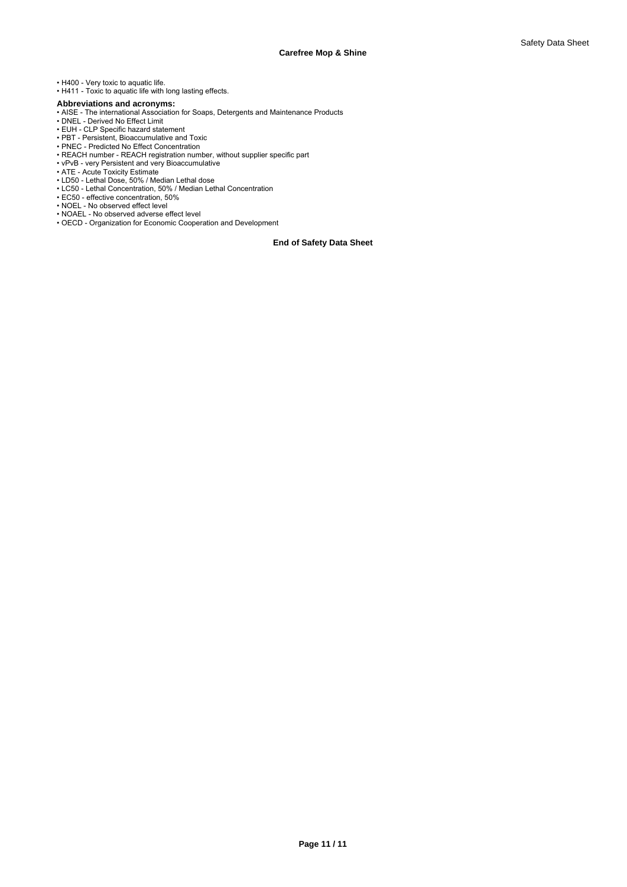- H400 - Very toxic to aquatic life.
- H411 - Toxic to aquatic life with long lasting effects.

**Abbreviations and acronyms:**

- AISE - The international Association for Soaps, Detergents and Maintenance Products
- DNEL - Derived No Effect Limit
- EUH - CLP Specific hazard statement
- PBT - Persistent, Bioaccumulative and Toxic
- PNEC - Predicted No Effect Concentration
- REACH number - REACH registration number, without supplier specific part
- vPvB - very Persistent and very Bioaccumulative
- ATE - Acute Toxicity Estimate
- LD50 - Lethal Dose, 50% / Median Lethal dose
- LC50 - Lethal Concentration, 50% / Median Lethal Concentration
- EC50 - effective concentration, 50%
- NOEL - No observed effect level
- NOAEL - No observed adverse effect level
- OECD - Organization for Economic Cooperation and Development

**End of Safety Data Sheet**